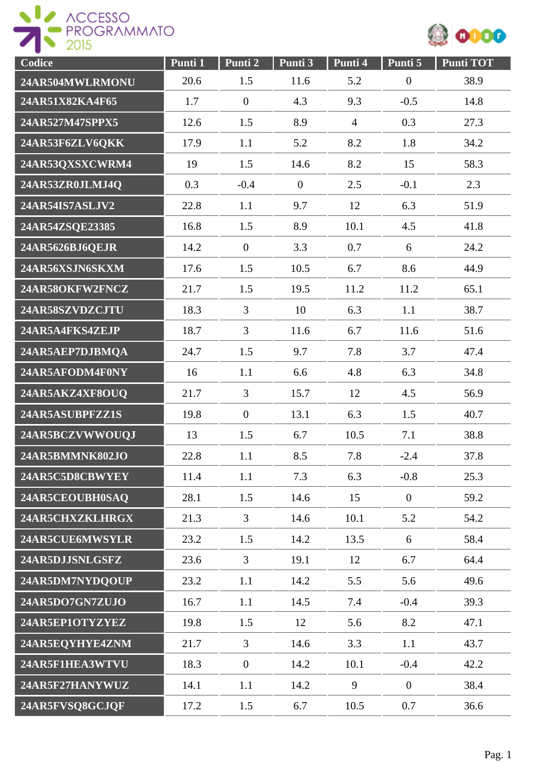| Codice | Punti 1 | Punti 2 | Punti 3 | Punti 4 | Punti 5 | Punti TOT |
|---|---|---|---|---|---|---|
| 24AR504MWLRMONU | 20.6 | 1.5 | 11.6 | 5.2 | 0 | 38.9 |
| 24AR51X82KA4F65 | 1.7 | 0 | 4.3 | 9.3 | -0.5 | 14.8 |
| 24AR527M47SPPX5 | 12.6 | 1.5 | 8.9 | 4 | 0.3 | 27.3 |
| 24AR53F6ZLV6QKK | 17.9 | 1.1 | 5.2 | 8.2 | 1.8 | 34.2 |
| 24AR53QXSXCWRM4 | 19 | 1.5 | 14.6 | 8.2 | 15 | 58.3 |
| 24AR53ZR0JLMJ4Q | 0.3 | -0.4 | 0 | 2.5 | -0.1 | 2.3 |
| 24AR54IS7ASLJV2 | 22.8 | 1.1 | 9.7 | 12 | 6.3 | 51.9 |
| 24AR54ZSQE23385 | 16.8 | 1.5 | 8.9 | 10.1 | 4.5 | 41.8 |
| 24AR5626BJ6QEJR | 14.2 | 0 | 3.3 | 0.7 | 6 | 24.2 |
| 24AR56XSJN6SKXM | 17.6 | 1.5 | 10.5 | 6.7 | 8.6 | 44.9 |
| 24AR58OKFW2FNCZ | 21.7 | 1.5 | 19.5 | 11.2 | 11.2 | 65.1 |
| 24AR58SZVDZCJTU | 18.3 | 3 | 10 | 6.3 | 1.1 | 38.7 |
| 24AR5A4FKS4ZEJP | 18.7 | 3 | 11.6 | 6.7 | 11.6 | 51.6 |
| 24AR5AEP7DJBMQA | 24.7 | 1.5 | 9.7 | 7.8 | 3.7 | 47.4 |
| 24AR5AFODM4F0NY | 16 | 1.1 | 6.6 | 4.8 | 6.3 | 34.8 |
| 24AR5AKZ4XF8OUQ | 21.7 | 3 | 15.7 | 12 | 4.5 | 56.9 |
| 24AR5ASUBPFZZ1S | 19.8 | 0 | 13.1 | 6.3 | 1.5 | 40.7 |
| 24AR5BCZVWWOUQJ | 13 | 1.5 | 6.7 | 10.5 | 7.1 | 38.8 |
| 24AR5BMMNK802JO | 22.8 | 1.1 | 8.5 | 7.8 | -2.4 | 37.8 |
| 24AR5C5D8CBWYEY | 11.4 | 1.1 | 7.3 | 6.3 | -0.8 | 25.3 |
| 24AR5CEOUBH0SAQ | 28.1 | 1.5 | 14.6 | 15 | 0 | 59.2 |
| 24AR5CHXZKLHRGX | 21.3 | 3 | 14.6 | 10.1 | 5.2 | 54.2 |
| 24AR5CUE6MWSYLR | 23.2 | 1.5 | 14.2 | 13.5 | 6 | 58.4 |
| 24AR5DJJSNLGSFZ | 23.6 | 3 | 19.1 | 12 | 6.7 | 64.4 |
| 24AR5DM7NYDQOUP | 23.2 | 1.1 | 14.2 | 5.5 | 5.6 | 49.6 |
| 24AR5DO7GN7ZUJO | 16.7 | 1.1 | 14.5 | 7.4 | -0.4 | 39.3 |
| 24AR5EP1OTYZYEZ | 19.8 | 1.5 | 12 | 5.6 | 8.2 | 47.1 |
| 24AR5EQYHYE4ZNM | 21.7 | 3 | 14.6 | 3.3 | 1.1 | 43.7 |
| 24AR5F1HEA3WTVU | 18.3 | 0 | 14.2 | 10.1 | -0.4 | 42.2 |
| 24AR5F27HANYWUZ | 14.1 | 1.1 | 14.2 | 9 | 0 | 38.4 |
| 24AR5FVSQ8GCJQF | 17.2 | 1.5 | 6.7 | 10.5 | 0.7 | 36.6 |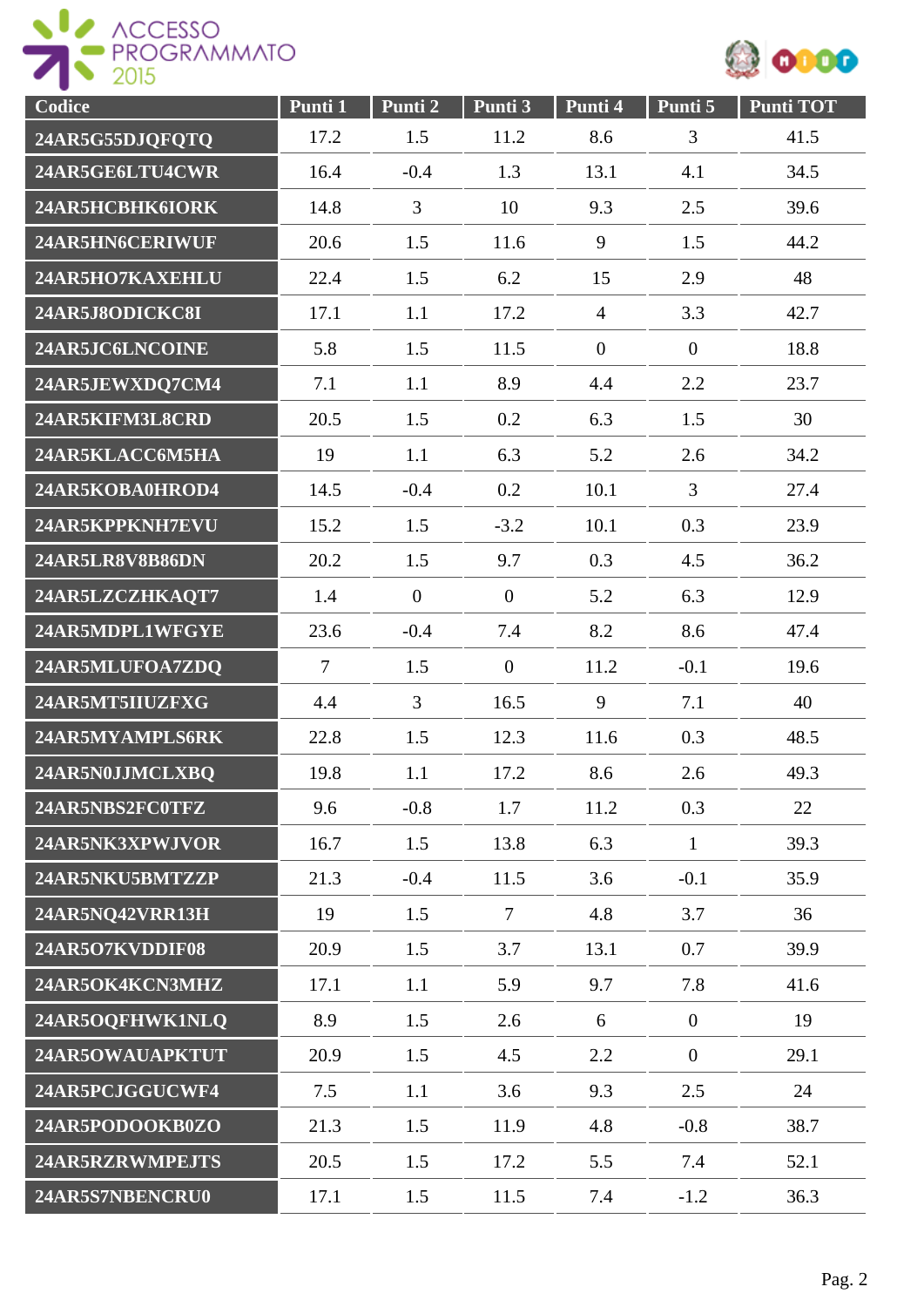| Codice | Punti 1 | Punti 2 | Punti 3 | Punti 4 | Punti 5 | Punti TOT |
|---|---|---|---|---|---|---|
| 24AR5G55DJQFQTQ | 17.2 | 1.5 | 11.2 | 8.6 | 3 | 41.5 |
| 24AR5GE6LTU4CWR | 16.4 | -0.4 | 1.3 | 13.1 | 4.1 | 34.5 |
| 24AR5HCBHK6IORK | 14.8 | 3 | 10 | 9.3 | 2.5 | 39.6 |
| 24AR5HN6CERIWUF | 20.6 | 1.5 | 11.6 | 9 | 1.5 | 44.2 |
| 24AR5HO7KAXEHLU | 22.4 | 1.5 | 6.2 | 15 | 2.9 | 48 |
| 24AR5J8ODICKC8I | 17.1 | 1.1 | 17.2 | 4 | 3.3 | 42.7 |
| 24AR5JC6LNCOINE | 5.8 | 1.5 | 11.5 | 0 | 0 | 18.8 |
| 24AR5JEWXDQ7CM4 | 7.1 | 1.1 | 8.9 | 4.4 | 2.2 | 23.7 |
| 24AR5KIFM3L8CRD | 20.5 | 1.5 | 0.2 | 6.3 | 1.5 | 30 |
| 24AR5KLACC6M5HA | 19 | 1.1 | 6.3 | 5.2 | 2.6 | 34.2 |
| 24AR5KOBA0HROD4 | 14.5 | -0.4 | 0.2 | 10.1 | 3 | 27.4 |
| 24AR5KPPKNH7EVU | 15.2 | 1.5 | -3.2 | 10.1 | 0.3 | 23.9 |
| 24AR5LR8V8B86DN | 20.2 | 1.5 | 9.7 | 0.3 | 4.5 | 36.2 |
| 24AR5LZCZHKAQT7 | 1.4 | 0 | 0 | 5.2 | 6.3 | 12.9 |
| 24AR5MDPL1WFGYE | 23.6 | -0.4 | 7.4 | 8.2 | 8.6 | 47.4 |
| 24AR5MLUFOA7ZDQ | 7 | 1.5 | 0 | 11.2 | -0.1 | 19.6 |
| 24AR5MT5IIUZFXG | 4.4 | 3 | 16.5 | 9 | 7.1 | 40 |
| 24AR5MYAMPLS6RK | 22.8 | 1.5 | 12.3 | 11.6 | 0.3 | 48.5 |
| 24AR5N0JJMCLXBQ | 19.8 | 1.1 | 17.2 | 8.6 | 2.6 | 49.3 |
| 24AR5NBS2FC0TFZ | 9.6 | -0.8 | 1.7 | 11.2 | 0.3 | 22 |
| 24AR5NK3XPWJVOR | 16.7 | 1.5 | 13.8 | 6.3 | 1 | 39.3 |
| 24AR5NKU5BMTZZP | 21.3 | -0.4 | 11.5 | 3.6 | -0.1 | 35.9 |
| 24AR5NQ42VRR13H | 19 | 1.5 | 7 | 4.8 | 3.7 | 36 |
| 24AR5O7KVDDIF08 | 20.9 | 1.5 | 3.7 | 13.1 | 0.7 | 39.9 |
| 24AR5OK4KCN3MHZ | 17.1 | 1.1 | 5.9 | 9.7 | 7.8 | 41.6 |
| 24AR5OQFHWK1NLQ | 8.9 | 1.5 | 2.6 | 6 | 0 | 19 |
| 24AR5OWAUAPKTUT | 20.9 | 1.5 | 4.5 | 2.2 | 0 | 29.1 |
| 24AR5PCJGGUCWF4 | 7.5 | 1.1 | 3.6 | 9.3 | 2.5 | 24 |
| 24AR5PODOOKB0ZO | 21.3 | 1.5 | 11.9 | 4.8 | -0.8 | 38.7 |
| 24AR5RZRWMPEJTS | 20.5 | 1.5 | 17.2 | 5.5 | 7.4 | 52.1 |
| 24AR5S7NBENCRU0 | 17.1 | 1.5 | 11.5 | 7.4 | -1.2 | 36.3 |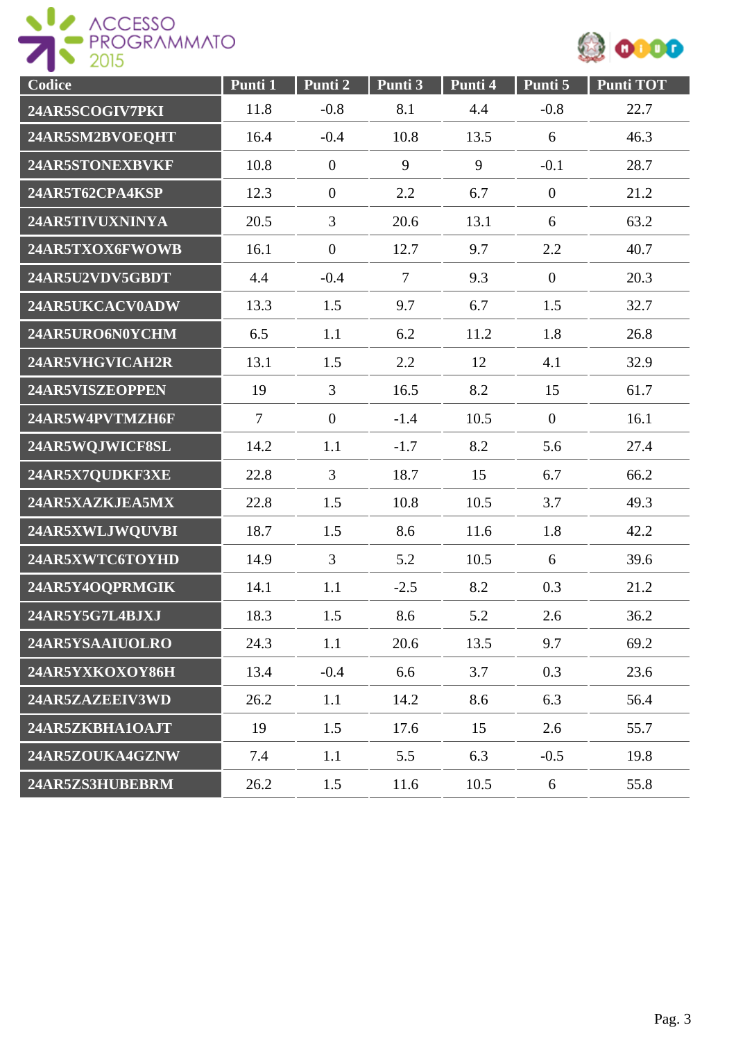| Codice | Punti 1 | Punti 2 | Punti 3 | Punti 4 | Punti 5 | Punti TOT |
|---|---|---|---|---|---|---|
| 24AR5SCOGIV7PKI | 11.8 | -0.8 | 8.1 | 4.4 | -0.8 | 22.7 |
| 24AR5SM2BVOEQHT | 16.4 | -0.4 | 10.8 | 13.5 | 6 | 46.3 |
| 24AR5STONEXBVKF | 10.8 | 0 | 9 | 9 | -0.1 | 28.7 |
| 24AR5T62CPA4KSP | 12.3 | 0 | 2.2 | 6.7 | 0 | 21.2 |
| 24AR5TIVUXNINYA | 20.5 | 3 | 20.6 | 13.1 | 6 | 63.2 |
| 24AR5TXOX6FWOWB | 16.1 | 0 | 12.7 | 9.7 | 2.2 | 40.7 |
| 24AR5U2VDV5GBDT | 4.4 | -0.4 | 7 | 9.3 | 0 | 20.3 |
| 24AR5UKCACV0ADW | 13.3 | 1.5 | 9.7 | 6.7 | 1.5 | 32.7 |
| 24AR5URO6N0YCHM | 6.5 | 1.1 | 6.2 | 11.2 | 1.8 | 26.8 |
| 24AR5VHGVICAH2R | 13.1 | 1.5 | 2.2 | 12 | 4.1 | 32.9 |
| 24AR5VISZEOPPEN | 19 | 3 | 16.5 | 8.2 | 15 | 61.7 |
| 24AR5W4PVTMZH6F | 7 | 0 | -1.4 | 10.5 | 0 | 16.1 |
| 24AR5WQJWICF8SL | 14.2 | 1.1 | -1.7 | 8.2 | 5.6 | 27.4 |
| 24AR5X7QUDKF3XE | 22.8 | 3 | 18.7 | 15 | 6.7 | 66.2 |
| 24AR5XAZKJEA5MX | 22.8 | 1.5 | 10.8 | 10.5 | 3.7 | 49.3 |
| 24AR5XWLJWQUVBI | 18.7 | 1.5 | 8.6 | 11.6 | 1.8 | 42.2 |
| 24AR5XWTC6TOYHD | 14.9 | 3 | 5.2 | 10.5 | 6 | 39.6 |
| 24AR5Y4OQPRMGIK | 14.1 | 1.1 | -2.5 | 8.2 | 0.3 | 21.2 |
| 24AR5Y5G7L4BJXJ | 18.3 | 1.5 | 8.6 | 5.2 | 2.6 | 36.2 |
| 24AR5YSAAIUOLRO | 24.3 | 1.1 | 20.6 | 13.5 | 9.7 | 69.2 |
| 24AR5YXKOXOY86H | 13.4 | -0.4 | 6.6 | 3.7 | 0.3 | 23.6 |
| 24AR5ZAZEEIV3WD | 26.2 | 1.1 | 14.2 | 8.6 | 6.3 | 56.4 |
| 24AR5ZKBHA1OAJT | 19 | 1.5 | 17.6 | 15 | 2.6 | 55.7 |
| 24AR5ZOUKA4GZNW | 7.4 | 1.1 | 5.5 | 6.3 | -0.5 | 19.8 |
| 24AR5ZS3HUBEBRM | 26.2 | 1.5 | 11.6 | 10.5 | 6 | 55.8 |